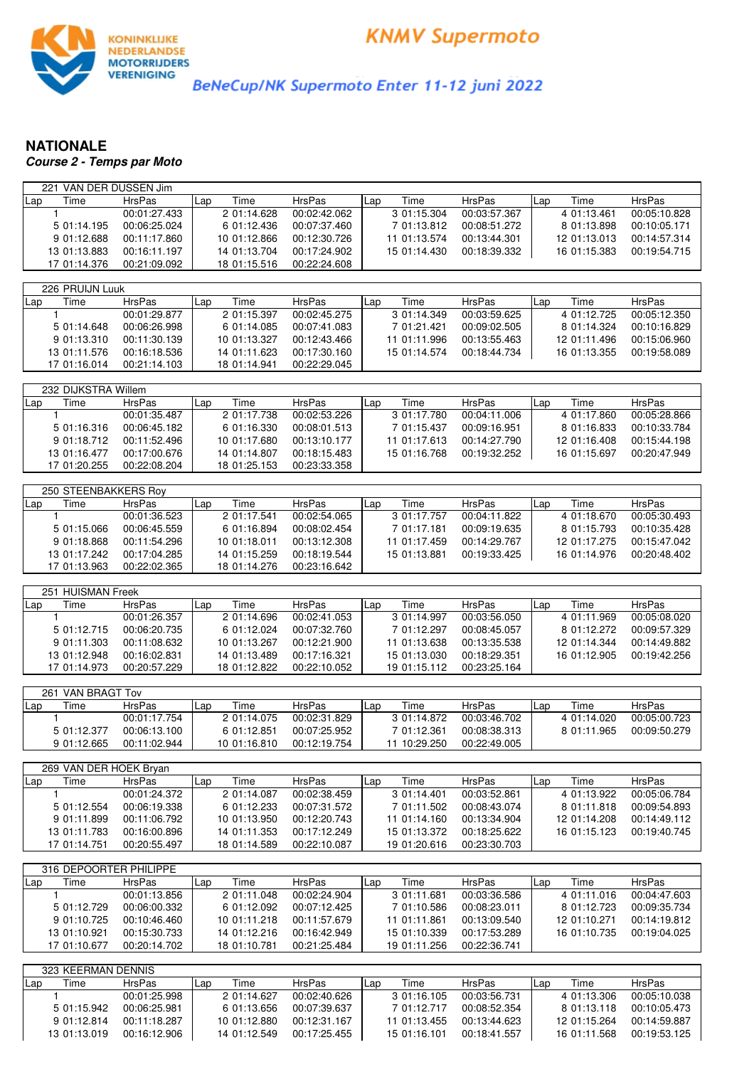**KONINKLIJKE NEDERLANDSE MOTORRIJDERS VERENIGING**

# KNMV Supermoto

*BeNeCup/NK Supermoto Enter 11-12 juni 2022*

## NATIONALE

***Course 2 - Temps par Moto***

**221 VAN DER DUSSEN Jim**

| Lap | Time | HrsPas | Lap | Time | HrsPas | Lap | Time | HrsPas | Lap | Time | HrsPas |
|---|---|---|---|---|---|---|---|---|---|---|---|
| 1 | | 00:01:27.433 | 2 | 01:14.628 | 00:02:42.062 | 3 | 01:15.304 | 00:03:57.367 | 4 | 01:13.461 | 00:05:10.828 |
| 5 | 01:14.195 | 00:06:25.024 | 6 | 01:12.436 | 00:07:37.460 | 7 | 01:13.812 | 00:08:51.272 | 8 | 01:13.898 | 00:10:05.171 |
| 9 | 01:12.688 | 00:11:17.860 | 10 | 01:12.866 | 00:12:30.726 | 11 | 01:13.574 | 00:13:44.301 | 12 | 01:13.013 | 00:14:57.314 |
| 13 | 01:13.883 | 00:16:11.197 | 14 | 01:13.704 | 00:17:24.902 | 15 | 01:14.430 | 00:18:39.332 | 16 | 01:15.383 | 00:19:54.715 |
| 17 | 01:14.376 | 00:21:09.092 | 18 | 01:15.516 | 00:22:24.608 | | | | | | |

**226 PRUIJN Luuk**

| Lap | Time | HrsPas | Lap | Time | HrsPas | Lap | Time | HrsPas | Lap | Time | HrsPas |
|---|---|---|---|---|---|---|---|---|---|---|---|
| 1 | | 00:01:29.877 | 2 | 01:15.397 | 00:02:45.275 | 3 | 01:14.349 | 00:03:59.625 | 4 | 01:12.725 | 00:05:12.350 |
| 5 | 01:14.648 | 00:06:26.998 | 6 | 01:14.085 | 00:07:41.083 | 7 | 01:21.421 | 00:09:02.505 | 8 | 01:14.324 | 00:10:16.829 |
| 9 | 01:13.310 | 00:11:30.139 | 10 | 01:13.327 | 00:12:43.466 | 11 | 01:11.996 | 00:13:55.463 | 12 | 01:11.496 | 00:15:06.960 |
| 13 | 01:11.576 | 00:16:18.536 | 14 | 01:11.623 | 00:17:30.160 | 15 | 01:14.574 | 00:18:44.734 | 16 | 01:13.355 | 00:19:58.089 |
| 17 | 01:16.014 | 00:21:14.103 | 18 | 01:14.941 | 00:22:29.045 | | | | | | |

**232 DIJKSTRA Willem**

| Lap | Time | HrsPas | Lap | Time | HrsPas | Lap | Time | HrsPas | Lap | Time | HrsPas |
|---|---|---|---|---|---|---|---|---|---|---|---|
| 1 | | 00:01:35.487 | 2 | 01:17.738 | 00:02:53.226 | 3 | 01:17.780 | 00:04:11.006 | 4 | 01:17.860 | 00:05:28.866 |
| 5 | 01:16.316 | 00:06:45.182 | 6 | 01:16.330 | 00:08:01.513 | 7 | 01:15.437 | 00:09:16.951 | 8 | 01:16.833 | 00:10:33.784 |
| 9 | 01:18.712 | 00:11:52.496 | 10 | 01:17.680 | 00:13:10.177 | 11 | 01:17.613 | 00:14:27.790 | 12 | 01:16.408 | 00:15:44.198 |
| 13 | 01:16.477 | 00:17:00.676 | 14 | 01:14.807 | 00:18:15.483 | 15 | 01:16.768 | 00:19:32.252 | 16 | 01:15.697 | 00:20:47.949 |
| 17 | 01:20.255 | 00:22:08.204 | 18 | 01:25.153 | 00:23:33.358 | | | | | | |

**250 STEENBAKKERS Roy**

| Lap | Time | HrsPas | Lap | Time | HrsPas | Lap | Time | HrsPas | Lap | Time | HrsPas |
|---|---|---|---|---|---|---|---|---|---|---|---|
| 1 | | 00:01:36.523 | 2 | 01:17.541 | 00:02:54.065 | 3 | 01:17.757 | 00:04:11.822 | 4 | 01:18.670 | 00:05:30.493 |
| 5 | 01:15.066 | 00:06:45.559 | 6 | 01:16.894 | 00:08:02.454 | 7 | 01:17.181 | 00:09:19.635 | 8 | 01:15.793 | 00:10:35.428 |
| 9 | 01:18.868 | 00:11:54.296 | 10 | 01:18.011 | 00:13:12.308 | 11 | 01:17.459 | 00:14:29.767 | 12 | 01:17.275 | 00:15:47.042 |
| 13 | 01:17.242 | 00:17:04.285 | 14 | 01:15.259 | 00:18:19.544 | 15 | 01:13.881 | 00:19:33.425 | 16 | 01:14.976 | 00:20:48.402 |
| 17 | 01:13.963 | 00:22:02.365 | 18 | 01:14.276 | 00:23:16.642 | | | | | | |

**251 HUISMAN Freek**

| Lap | Time | HrsPas | Lap | Time | HrsPas | Lap | Time | HrsPas | Lap | Time | HrsPas |
|---|---|---|---|---|---|---|---|---|---|---|---|
| 1 | | 00:01:26.357 | 2 | 01:14.696 | 00:02:41.053 | 3 | 01:14.997 | 00:03:56.050 | 4 | 01:11.969 | 00:05:08.020 |
| 5 | 01:12.715 | 00:06:20.735 | 6 | 01:12.024 | 00:07:32.760 | 7 | 01:12.297 | 00:08:45.057 | 8 | 01:12.272 | 00:09:57.329 |
| 9 | 01:11.303 | 00:11:08.632 | 10 | 01:13.267 | 00:12:21.900 | 11 | 01:13.638 | 00:13:35.538 | 12 | 01:14.344 | 00:14:49.882 |
| 13 | 01:12.948 | 00:16:02.831 | 14 | 01:13.489 | 00:17:16.321 | 15 | 01:13.030 | 00:18:29.351 | 16 | 01:12.905 | 00:19:42.256 |
| 17 | 01:14.973 | 00:20:57.229 | 18 | 01:12.822 | 00:22:10.052 | 19 | 01:15.112 | 00:23:25.164 | | | |

**261 VAN BRAGT Tov**

| Lap | Time | HrsPas | Lap | Time | HrsPas | Lap | Time | HrsPas | Lap | Time | HrsPas |
|---|---|---|---|---|---|---|---|---|---|---|---|
| 1 | | 00:01:17.754 | 2 | 01:14.075 | 00:02:31.829 | 3 | 01:14.872 | 00:03:46.702 | 4 | 01:14.020 | 00:05:00.723 |
| 5 | 01:12.377 | 00:06:13.100 | 6 | 01:12.851 | 00:07:25.952 | 7 | 01:12.361 | 00:08:38.313 | 8 | 01:11.965 | 00:09:50.279 |
| 9 | 01:12.665 | 00:11:02.944 | 10 | 01:16.810 | 00:12:19.754 | 11 | 10:29.250 | 00:22:49.005 | | | |

**269 VAN DER HOEK Bryan**

| Lap | Time | HrsPas | Lap | Time | HrsPas | Lap | Time | HrsPas | Lap | Time | HrsPas |
|---|---|---|---|---|---|---|---|---|---|---|---|
| 1 | | 00:01:24.372 | 2 | 01:14.087 | 00:02:38.459 | 3 | 01:14.401 | 00:03:52.861 | 4 | 01:13.922 | 00:05:06.784 |
| 5 | 01:12.554 | 00:06:19.338 | 6 | 01:12.233 | 00:07:31.572 | 7 | 01:11.502 | 00:08:43.074 | 8 | 01:11.818 | 00:09:54.893 |
| 9 | 01:11.899 | 00:11:06.792 | 10 | 01:13.950 | 00:12:20.743 | 11 | 01:14.160 | 00:13:34.904 | 12 | 01:14.208 | 00:14:49.112 |
| 13 | 01:11.783 | 00:16:00.896 | 14 | 01:11.353 | 00:17:12.249 | 15 | 01:13.372 | 00:18:25.622 | 16 | 01:15.123 | 00:19:40.745 |
| 17 | 01:14.751 | 00:20:55.497 | 18 | 01:14.589 | 00:22:10.087 | 19 | 01:20.616 | 00:23:30.703 | | | |

**316 DEPOORTER PHILIPPE**

| Lap | Time | HrsPas | Lap | Time | HrsPas | Lap | Time | HrsPas | Lap | Time | HrsPas |
|---|---|---|---|---|---|---|---|---|---|---|---|
| 1 | | 00:01:13.856 | 2 | 01:11.048 | 00:02:24.904 | 3 | 01:11.681 | 00:03:36.586 | 4 | 01:11.016 | 00:04:47.603 |
| 5 | 01:12.729 | 00:06:00.332 | 6 | 01:12.092 | 00:07:12.425 | 7 | 01:10.586 | 00:08:23.011 | 8 | 01:12.723 | 00:09:35.734 |
| 9 | 01:10.725 | 00:10:46.460 | 10 | 01:11.218 | 00:11:57.679 | 11 | 01:11.861 | 00:13:09.540 | 12 | 01:10.271 | 00:14:19.812 |
| 13 | 01:10.921 | 00:15:30.733 | 14 | 01:12.216 | 00:16:42.949 | 15 | 01:10.339 | 00:17:53.289 | 16 | 01:10.735 | 00:19:04.025 |
| 17 | 01:10.677 | 00:20:14.702 | 18 | 01:10.781 | 00:21:25.484 | 19 | 01:11.256 | 00:22:36.741 | | | |

**323 KEERMAN DENNIS**

| Lap | Time | HrsPas | Lap | Time | HrsPas | Lap | Time | HrsPas | Lap | Time | HrsPas |
|---|---|---|---|---|---|---|---|---|---|---|---|
| 1 | | 00:01:25.998 | 2 | 01:14.627 | 00:02:40.626 | 3 | 01:16.105 | 00:03:56.731 | 4 | 01:13.306 | 00:05:10.038 |
| 5 | 01:15.942 | 00:06:25.981 | 6 | 01:13.656 | 00:07:39.637 | 7 | 01:12.717 | 00:08:52.354 | 8 | 01:13.118 | 00:10:05.473 |
| 9 | 01:12.814 | 00:11:18.287 | 10 | 01:12.880 | 00:12:31.167 | 11 | 01:13.455 | 00:13:44.623 | 12 | 01:15.264 | 00:14:59.887 |
| 13 | 01:13.019 | 00:16:12.906 | 14 | 01:12.549 | 00:17:25.455 | 15 | 01:16.101 | 00:18:41.557 | 16 | 01:11.568 | 00:19:53.125 |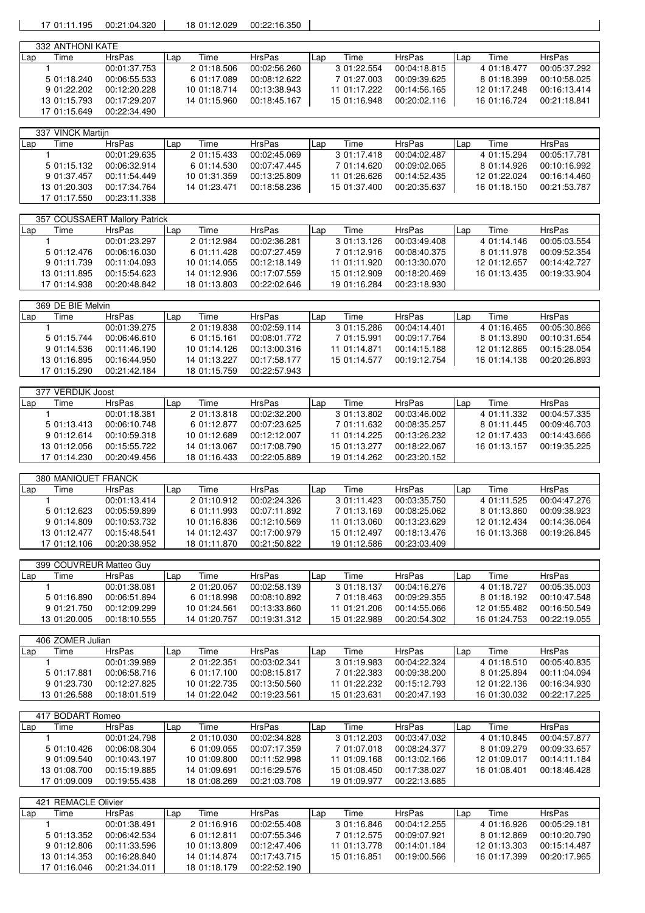| 17 01:11.195 | 00:21:04.320 | 18 01:12.029 | 00:22:16.350 |
|---|---|---|---|

**332 ANTHONI KATE**

| Lap | Time | HrsPas | Lap | Time | HrsPas | Lap | Time | HrsPas | Lap | Time | HrsPas |
|---|---|---|---|---|---|---|---|---|---|---|---|
| 1 | | 00:01:37.753 | 2 | 01:18.506 | 00:02:56.260 | 3 | 01:22.554 | 00:04:18.815 | 4 | 01:18.477 | 00:05:37.292 |
| 5 | 01:18.240 | 00:06:55.533 | 6 | 01:17.089 | 00:08:12.622 | 7 | 01:27.003 | 00:09:39.625 | 8 | 01:18.399 | 00:10:58.025 |
| 9 | 01:22.202 | 00:12:20.228 | 10 | 01:18.714 | 00:13:38.943 | 11 | 01:17.222 | 00:14:56.165 | 12 | 01:17.248 | 00:16:13.414 |
| 13 | 01:15.793 | 00:17:29.207 | 14 | 01:15.960 | 00:18:45.167 | 15 | 01:16.948 | 00:20:02.116 | 16 | 01:16.724 | 00:21:18.841 |
| 17 | 01:15.649 | 00:22:34.490 | | | | | | | | | |

**337 VINCK Martijn**

| Lap | Time | HrsPas | Lap | Time | HrsPas | Lap | Time | HrsPas | Lap | Time | HrsPas |
|---|---|---|---|---|---|---|---|---|---|---|---|
| 1 | | 00:01:29.635 | 2 | 01:15.433 | 00:02:45.069 | 3 | 01:17.418 | 00:04:02.487 | 4 | 01:15.294 | 00:05:17.781 |
| 5 | 01:15.132 | 00:06:32.914 | 6 | 01:14.530 | 00:07:47.445 | 7 | 01:14.620 | 00:09:02.065 | 8 | 01:14.926 | 00:10:16.992 |
| 9 | 01:37.457 | 00:11:54.449 | 10 | 01:31.359 | 00:13:25.809 | 11 | 01:26.626 | 00:14:52.435 | 12 | 01:22.024 | 00:16:14.460 |
| 13 | 01:20.303 | 00:17:34.764 | 14 | 01:23.471 | 00:18:58.236 | 15 | 01:37.400 | 00:20:35.637 | 16 | 01:18.150 | 00:21:53.787 |
| 17 | 01:17.550 | 00:23:11.338 | | | | | | | | | |

**357 COUSSAERT Mallory Patrick**

| Lap | Time | HrsPas | Lap | Time | HrsPas | Lap | Time | HrsPas | Lap | Time | HrsPas |
|---|---|---|---|---|---|---|---|---|---|---|---|
| 1 | | 00:01:23.297 | 2 | 01:12.984 | 00:02:36.281 | 3 | 01:13.126 | 00:03:49.408 | 4 | 01:14.146 | 00:05:03.554 |
| 5 | 01:12.476 | 00:06:16.030 | 6 | 01:11.428 | 00:07:27.459 | 7 | 01:12.916 | 00:08:40.375 | 8 | 01:11.978 | 00:09:52.354 |
| 9 | 01:11.739 | 00:11:04.093 | 10 | 01:14.055 | 00:12:18.149 | 11 | 01:11.920 | 00:13:30.070 | 12 | 01:12.657 | 00:14:42.727 |
| 13 | 01:11.895 | 00:15:54.623 | 14 | 01:12.936 | 00:17:07.559 | 15 | 01:12.909 | 00:18:20.469 | 16 | 01:13.435 | 00:19:33.904 |
| 17 | 01:14.938 | 00:20:48.842 | 18 | 01:13.803 | 00:22:02.646 | 19 | 01:16.284 | 00:23:18.930 | | | |

**369 DE BIE Melvin**

| Lap | Time | HrsPas | Lap | Time | HrsPas | Lap | Time | HrsPas | Lap | Time | HrsPas |
|---|---|---|---|---|---|---|---|---|---|---|---|
| 1 | | 00:01:39.275 | 2 | 01:19.838 | 00:02:59.114 | 3 | 01:15.286 | 00:04:14.401 | 4 | 01:16.465 | 00:05:30.866 |
| 5 | 01:15.744 | 00:06:46.610 | 6 | 01:15.161 | 00:08:01.772 | 7 | 01:15.991 | 00:09:17.764 | 8 | 01:13.890 | 00:10:31.654 |
| 9 | 01:14.536 | 00:11:46.190 | 10 | 01:14.126 | 00:13:00.316 | 11 | 01:14.871 | 00:14:15.188 | 12 | 01:12.865 | 00:15:28.054 |
| 13 | 01:16.895 | 00:16:44.950 | 14 | 01:13.227 | 00:17:58.177 | 15 | 01:14.577 | 00:19:12.754 | 16 | 01:14.138 | 00:20:26.893 |
| 17 | 01:15.290 | 00:21:42.184 | 18 | 01:15.759 | 00:22:57.943 | | | | | | |

**377 VERDIJK Joost**

| Lap | Time | HrsPas | Lap | Time | HrsPas | Lap | Time | HrsPas | Lap | Time | HrsPas |
|---|---|---|---|---|---|---|---|---|---|---|---|
| 1 | | 00:01:18.381 | 2 | 01:13.818 | 00:02:32.200 | 3 | 01:13.802 | 00:03:46.002 | 4 | 01:11.332 | 00:04:57.335 |
| 5 | 01:13.413 | 00:06:10.748 | 6 | 01:12.877 | 00:07:23.625 | 7 | 01:11.632 | 00:08:35.257 | 8 | 01:11.445 | 00:09:46.703 |
| 9 | 01:12.614 | 00:10:59.318 | 10 | 01:12.689 | 00:12:12.007 | 11 | 01:14.225 | 00:13:26.232 | 12 | 01:17.433 | 00:14:43.666 |
| 13 | 01:12.056 | 00:15:55.722 | 14 | 01:13.067 | 00:17:08.790 | 15 | 01:13.277 | 00:18:22.067 | 16 | 01:13.157 | 00:19:35.225 |
| 17 | 01:14.230 | 00:20:49.456 | 18 | 01:16.433 | 00:22:05.889 | 19 | 01:14.262 | 00:23:20.152 | | | |

**380 MANIQUET FRANCK**

| Lap | Time | HrsPas | Lap | Time | HrsPas | Lap | Time | HrsPas | Lap | Time | HrsPas |
|---|---|---|---|---|---|---|---|---|---|---|---|
| 1 | | 00:01:13.414 | 2 | 01:10.912 | 00:02:24.326 | 3 | 01:11.423 | 00:03:35.750 | 4 | 01:11.525 | 00:04:47.276 |
| 5 | 01:12.623 | 00:05:59.899 | 6 | 01:11.993 | 00:07:11.892 | 7 | 01:13.169 | 00:08:25.062 | 8 | 01:13.860 | 00:09:38.923 |
| 9 | 01:14.809 | 00:10:53.732 | 10 | 01:16.836 | 00:12:10.569 | 11 | 01:13.060 | 00:13:23.629 | 12 | 01:12.434 | 00:14:36.064 |
| 13 | 01:12.477 | 00:15:48.541 | 14 | 01:12.437 | 00:17:00.979 | 15 | 01:12.497 | 00:18:13.476 | 16 | 01:13.368 | 00:19:26.845 |
| 17 | 01:12.106 | 00:20:38.952 | 18 | 01:11.870 | 00:21:50.822 | 19 | 01:12.586 | 00:23:03.409 | | | |

**399 COUVREUR Matteo Guy**

| Lap | Time | HrsPas | Lap | Time | HrsPas | Lap | Time | HrsPas | Lap | Time | HrsPas |
|---|---|---|---|---|---|---|---|---|---|---|---|
| 1 | | 00:01:38.081 | 2 | 01:20.057 | 00:02:58.139 | 3 | 01:18.137 | 00:04:16.276 | 4 | 01:18.727 | 00:05:35.003 |
| 5 | 01:16.890 | 00:06:51.894 | 6 | 01:18.998 | 00:08:10.892 | 7 | 01:18.463 | 00:09:29.355 | 8 | 01:18.192 | 00:10:47.548 |
| 9 | 01:21.750 | 00:12:09.299 | 10 | 01:24.561 | 00:13:33.860 | 11 | 01:21.206 | 00:14:55.066 | 12 | 01:55.482 | 00:16:50.549 |
| 13 | 01:20.005 | 00:18:10.555 | 14 | 01:20.757 | 00:19:31.312 | 15 | 01:22.989 | 00:20:54.302 | 16 | 01:24.753 | 00:22:19.055 |

**406 ZOMER Julian**

| Lap | Time | HrsPas | Lap | Time | HrsPas | Lap | Time | HrsPas | Lap | Time | HrsPas |
|---|---|---|---|---|---|---|---|---|---|---|---|
| 1 | | 00:01:39.989 | 2 | 01:22.351 | 00:03:02.341 | 3 | 01:19.983 | 00:04:22.324 | 4 | 01:18.510 | 00:05:40.835 |
| 5 | 01:17.881 | 00:06:58.716 | 6 | 01:17.100 | 00:08:15.817 | 7 | 01:22.383 | 00:09:38.200 | 8 | 01:25.894 | 00:11:04.094 |
| 9 | 01:23.730 | 00:12:27.825 | 10 | 01:22.735 | 00:13:50.560 | 11 | 01:22.232 | 00:15:12.793 | 12 | 01:22.136 | 00:16:34.930 |
| 13 | 01:26.588 | 00:18:01.519 | 14 | 01:22.042 | 00:19:23.561 | 15 | 01:23.631 | 00:20:47.193 | 16 | 01:30.032 | 00:22:17.225 |

**417 BODART Romeo**

| Lap | Time | HrsPas | Lap | Time | HrsPas | Lap | Time | HrsPas | Lap | Time | HrsPas |
|---|---|---|---|---|---|---|---|---|---|---|---|
| 1 | | 00:01:24.798 | 2 | 01:10.030 | 00:02:34.828 | 3 | 01:12.203 | 00:03:47.032 | 4 | 01:10.845 | 00:04:57.877 |
| 5 | 01:10.426 | 00:06:08.304 | 6 | 01:09.055 | 00:07:17.359 | 7 | 01:07.018 | 00:08:24.377 | 8 | 01:09.279 | 00:09:33.657 |
| 9 | 01:09.540 | 00:10:43.197 | 10 | 01:09.800 | 00:11:52.998 | 11 | 01:09.168 | 00:13:02.166 | 12 | 01:09.017 | 00:14:11.184 |
| 13 | 01:08.700 | 00:15:19.885 | 14 | 01:09.691 | 00:16:29.576 | 15 | 01:08.450 | 00:17:38.027 | 16 | 01:08.401 | 00:18:46.428 |
| 17 | 01:09.009 | 00:19:55.438 | 18 | 01:08.269 | 00:21:03.708 | 19 | 01:09.977 | 00:22:13.685 | | | |

**421 REMACLE Olivier**

| Lap | Time | HrsPas | Lap | Time | HrsPas | Lap | Time | HrsPas | Lap | Time | HrsPas |
|---|---|---|---|---|---|---|---|---|---|---|---|
| 1 | | 00:01:38.491 | 2 | 01:16.916 | 00:02:55.408 | 3 | 01:16.846 | 00:04:12.255 | 4 | 01:16.926 | 00:05:29.181 |
| 5 | 01:13.352 | 00:06:42.534 | 6 | 01:12.811 | 00:07:55.346 | 7 | 01:12.575 | 00:09:07.921 | 8 | 01:12.869 | 00:10:20.790 |
| 9 | 01:12.806 | 00:11:33.596 | 10 | 01:13.809 | 00:12:47.406 | 11 | 01:13.778 | 00:14:01.184 | 12 | 01:13.303 | 00:15:14.487 |
| 13 | 01:14.353 | 00:16:28.840 | 14 | 01:14.874 | 00:17:43.715 | 15 | 01:16.851 | 00:19:00.566 | 16 | 01:17.399 | 00:20:17.965 |
| 17 | 01:16.046 | 00:21:34.011 | 18 | 01:18.179 | 00:22:52.190 | | | | | | |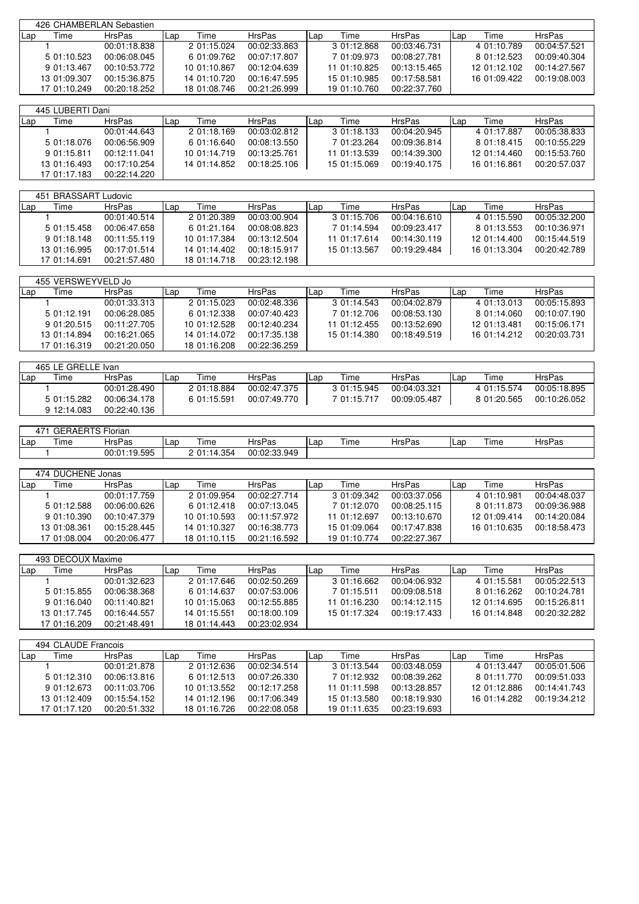426 CHAMBERLAN Sebastien

| Lap | Time | HrsPas | Lap | Time | HrsPas | Lap | Time | HrsPas | Lap | Time | HrsPas |
|---|---|---|---|---|---|---|---|---|---|---|---|
| 1 | | 00:01:18.838 | 2 | 01:15.024 | 00:02:33.863 | 3 | 01:12.868 | 00:03:46.731 | 4 | 01:10.789 | 00:04:57.521 |
| 5 | 01:10.523 | 00:06:08.045 | 6 | 01:09.762 | 00:07:17.807 | 7 | 01:09.973 | 00:08:27.781 | 8 | 01:12.523 | 00:09:40.304 |
| 9 | 01:13.467 | 00:10:53.772 | 10 | 01:10.867 | 00:12:04.639 | 11 | 01:10.825 | 00:13:15.465 | 12 | 01:12.102 | 00:14:27.567 |
| 13 | 01:09.307 | 00:15:36.875 | 14 | 01:10.720 | 00:16:47.595 | 15 | 01:10.985 | 00:17:58.581 | 16 | 01:09.422 | 00:19:08.003 |
| 17 | 01:10.249 | 00:20:18.252 | 18 | 01:08.746 | 00:21:26.999 | 19 | 01:10.760 | 00:22:37.760 | | | |

445 LUBERTI Dani

| Lap | Time | HrsPas | Lap | Time | HrsPas | Lap | Time | HrsPas | Lap | Time | HrsPas |
|---|---|---|---|---|---|---|---|---|---|---|---|
| 1 | | 00:01:44.643 | 2 | 01:18.169 | 00:03:02.812 | 3 | 01:18.133 | 00:04:20.945 | 4 | 01:17.887 | 00:05:38.833 |
| 5 | 01:18.076 | 00:06:56.909 | 6 | 01:16.640 | 00:08:13.550 | 7 | 01:23.264 | 00:09:36.814 | 8 | 01:18.415 | 00:10:55.229 |
| 9 | 01:15.811 | 00:12:11.041 | 10 | 01:14.719 | 00:13:25.761 | 11 | 01:13.539 | 00:14:39.300 | 12 | 01:14.460 | 00:15:53.760 |
| 13 | 01:16.493 | 00:17:10.254 | 14 | 01:14.852 | 00:18:25.106 | 15 | 01:15.069 | 00:19:40.175 | 16 | 01:16.861 | 00:20:57.037 |
| 17 | 01:17.183 | 00:22:14.220 | | | | | | | | | |

451 BRASSART Ludovic

| Lap | Time | HrsPas | Lap | Time | HrsPas | Lap | Time | HrsPas | Lap | Time | HrsPas |
|---|---|---|---|---|---|---|---|---|---|---|---|
| 1 | | 00:01:40.514 | 2 | 01:20.389 | 00:03:00.904 | 3 | 01:15.706 | 00:04:16.610 | 4 | 01:15.590 | 00:05:32.200 |
| 5 | 01:15.458 | 00:06:47.658 | 6 | 01:21.164 | 00:08:08.823 | 7 | 01:14.594 | 00:09:23.417 | 8 | 01:13.553 | 00:10:36.971 |
| 9 | 01:18.148 | 00:11:55.119 | 10 | 01:17.384 | 00:13:12.504 | 11 | 01:17.614 | 00:14:30.119 | 12 | 01:14.400 | 00:15:44.519 |
| 13 | 01:16.995 | 00:17:01.514 | 14 | 01:14.402 | 00:18:15.917 | 15 | 01:13.567 | 00:19:29.484 | 16 | 01:13.304 | 00:20:42.789 |
| 17 | 01:14.691 | 00:21:57.480 | 18 | 01:14.718 | 00:23:12.198 | | | | | | |

455 VERSWEYVELD Jo

| Lap | Time | HrsPas | Lap | Time | HrsPas | Lap | Time | HrsPas | Lap | Time | HrsPas |
|---|---|---|---|---|---|---|---|---|---|---|---|
| 1 | | 00:01:33.313 | 2 | 01:15.023 | 00:02:48.336 | 3 | 01:14.543 | 00:04:02.879 | 4 | 01:13.013 | 00:05:15.893 |
| 5 | 01:12.191 | 00:06:28.085 | 6 | 01:12.338 | 00:07:40.423 | 7 | 01:12.706 | 00:08:53.130 | 8 | 01:14.060 | 00:10:07.190 |
| 9 | 01:20.515 | 00:11:27.705 | 10 | 01:12.528 | 00:12:40.234 | 11 | 01:12.455 | 00:13:52.690 | 12 | 01:13.481 | 00:15:06.171 |
| 13 | 01:14.894 | 00:16:21.065 | 14 | 01:14.072 | 00:17:35.138 | 15 | 01:14.380 | 00:18:49.519 | 16 | 01:14.212 | 00:20:03.731 |
| 17 | 01:16.319 | 00:21:20.050 | 18 | 01:16.208 | 00:22:36.259 | | | | | | |

465 LE GRELLE Ivan

| Lap | Time | HrsPas | Lap | Time | HrsPas | Lap | Time | HrsPas | Lap | Time | HrsPas |
|---|---|---|---|---|---|---|---|---|---|---|---|
| 1 | | 00:01:28.490 | 2 | 01:18.884 | 00:02:47.375 | 3 | 01:15.945 | 00:04:03.321 | 4 | 01:15.574 | 00:05:18.895 |
| 5 | 01:15.282 | 00:06:34.178 | 6 | 01:15.591 | 00:07:49.770 | 7 | 01:15.717 | 00:09:05.487 | 8 | 01:20.565 | 00:10:26.052 |
| 9 | 12:14.083 | 00:22:40.136 | | | | | | | | | |

471 GERAERTS Florian

| Lap | Time | HrsPas | Lap | Time | HrsPas | Lap | Time | HrsPas | Lap | Time | HrsPas |
|---|---|---|---|---|---|---|---|---|---|---|---|
| 1 | | 00:01:19.595 | 2 | 01:14.354 | 00:02:33.949 | | | | | | |

474 DUCHENE Jonas

| Lap | Time | HrsPas | Lap | Time | HrsPas | Lap | Time | HrsPas | Lap | Time | HrsPas |
|---|---|---|---|---|---|---|---|---|---|---|---|
| 1 | | 00:01:17.759 | 2 | 01:09.954 | 00:02:27.714 | 3 | 01:09.342 | 00:03:37.056 | 4 | 01:10.981 | 00:04:48.037 |
| 5 | 01:12.588 | 00:06:00.626 | 6 | 01:12.418 | 00:07:13.045 | 7 | 01:12.070 | 00:08:25.115 | 8 | 01:11.873 | 00:09:36.988 |
| 9 | 01:10.390 | 00:10:47.379 | 10 | 01:10.593 | 00:11:57.972 | 11 | 01:12.697 | 00:13:10.670 | 12 | 01:09.414 | 00:14:20.084 |
| 13 | 01:08.361 | 00:15:28.445 | 14 | 01:10.327 | 00:16:38.773 | 15 | 01:09.064 | 00:17:47.838 | 16 | 01:10.635 | 00:18:58.473 |
| 17 | 01:08.004 | 00:20:06.477 | 18 | 01:10.115 | 00:21:16.592 | 19 | 01:10.774 | 00:22:27.367 | | | |

493 DECOUX Maxime

| Lap | Time | HrsPas | Lap | Time | HrsPas | Lap | Time | HrsPas | Lap | Time | HrsPas |
|---|---|---|---|---|---|---|---|---|---|---|---|
| 1 | | 00:01:32.623 | 2 | 01:17.646 | 00:02:50.269 | 3 | 01:16.662 | 00:04:06.932 | 4 | 01:15.581 | 00:05:22.513 |
| 5 | 01:15.855 | 00:06:38.368 | 6 | 01:14.637 | 00:07:53.006 | 7 | 01:15.511 | 00:09:08.518 | 8 | 01:16.262 | 00:10:24.781 |
| 9 | 01:16.040 | 00:11:40.821 | 10 | 01:15.063 | 00:12:55.885 | 11 | 01:16.230 | 00:14:12.115 | 12 | 01:14.695 | 00:15:26.811 |
| 13 | 01:17.745 | 00:16:44.557 | 14 | 01:15.551 | 00:18:00.109 | 15 | 01:17.324 | 00:19:17.433 | 16 | 01:14.848 | 00:20:32.282 |
| 17 | 01:16.209 | 00:21:48.491 | 18 | 01:14.443 | 00:23:02.934 | | | | | | |

494 CLAUDE Francois

| Lap | Time | HrsPas | Lap | Time | HrsPas | Lap | Time | HrsPas | Lap | Time | HrsPas |
|---|---|---|---|---|---|---|---|---|---|---|---|
| 1 | | 00:01:21.878 | 2 | 01:12.636 | 00:02:34.514 | 3 | 01:13.544 | 00:03:48.059 | 4 | 01:13.447 | 00:05:01.506 |
| 5 | 01:12.310 | 00:06:13.816 | 6 | 01:12.513 | 00:07:26.330 | 7 | 01:12.932 | 00:08:39.262 | 8 | 01:11.770 | 00:09:51.033 |
| 9 | 01:12.673 | 00:11:03.706 | 10 | 01:13.552 | 00:12:17.258 | 11 | 01:11.598 | 00:13:28.857 | 12 | 01:12.886 | 00:14:41.743 |
| 13 | 01:12.409 | 00:15:54.152 | 14 | 01:12.196 | 00:17:06.349 | 15 | 01:13.580 | 00:18:19.930 | 16 | 01:14.282 | 00:19:34.212 |
| 17 | 01:17.120 | 00:20:51.332 | 18 | 01:16.726 | 00:22:08.058 | 19 | 01:11.635 | 00:23:19.693 | | | |